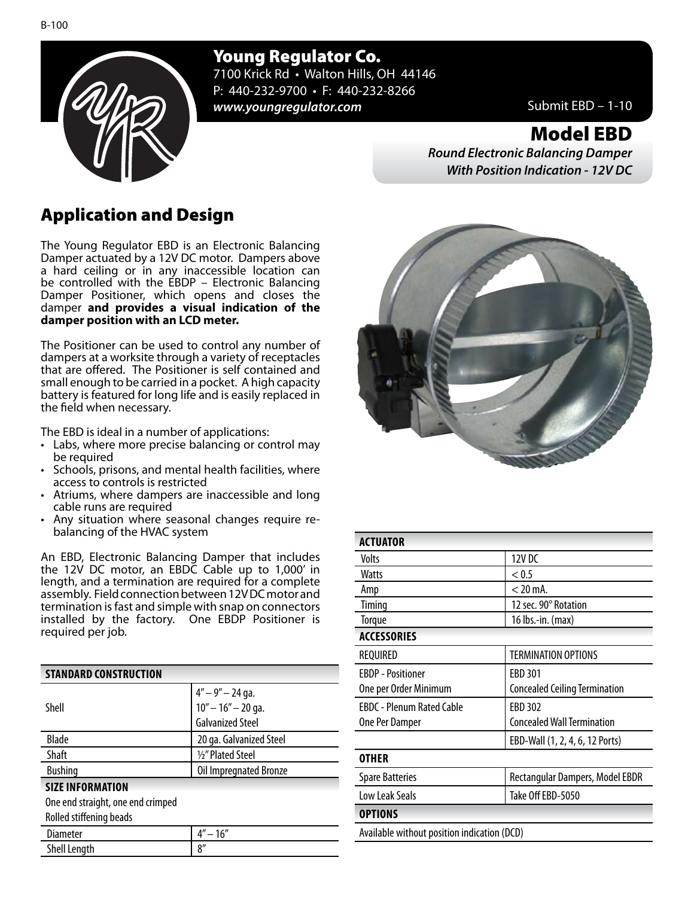# Young Regulator Co.

7100 Krick Rd • Walton Hills, OH 44146
P: 440-232-9700 • F: 440-232-8266
*www.youngregulator.com*

Submit EBD – 1-10

## Model EBD

***Round Electronic Balancing Damper With Position Indication - 12V DC***

## Application and Design

The Young Regulator EBD is an Electronic Balancing Damper actuated by a 12V DC motor. Dampers above a hard ceiling or in any inaccessible location can be controlled with the EBDP – Electronic Balancing Damper Positioner, which opens and closes the damper **and provides a visual indication of the damper position with an LCD meter.**

The Positioner can be used to control any number of dampers at a worksite through a variety of receptacles that are offered. The Positioner is self contained and small enough to be carried in a pocket. A high capacity battery is featured for long life and is easily replaced in the field when necessary.

The EBD is ideal in a number of applications:

- Labs, where more precise balancing or control may be required
- Schools, prisons, and mental health facilities, where access to controls is restricted
- Atriums, where dampers are inaccessible and long cable runs are required
- Any situation where seasonal changes require re-balancing of the HVAC system

An EBD, Electronic Balancing Damper that includes the 12V DC motor, an EBDC Cable up to 1,000' in length, and a termination are required for a complete assembly. Field connection between 12V DC motor and termination is fast and simple with snap on connectors installed by the factory. One EBDP Positioner is required per job.

| STANDARD CONSTRUCTION | |
|---|---|
| Shell | 4" – 9" – 24 ga.<br>10" – 16" – 20 ga.<br>Galvanized Steel |
| Blade | 20 ga. Galvanized Steel |
| Shaft | ½" Plated Steel |
| Bushing | Oil Impregnated Bronze |
| **SIZE INFORMATION** | |
| One end straight, one end crimped | |
| Rolled stiffening beads | |
| Diameter | 4" – 16" |
| Shell Length | 8" |

| ACTUATOR | |
|---|---|
| Volts | 12V DC |
| Watts | < 0.5 |
| Amp | < 20 mA. |
| Timing | 12 sec. 90° Rotation |
| Torque | 16 lbs.-in. (max) |
| **ACCESSORIES** | |
| REQUIRED | TERMINATION OPTIONS |
| EBDP - Positioner<br>One per Order Minimum | EBD 301<br>Concealed Ceiling Termination |
| EBDC - Plenum Rated Cable<br>One Per Damper | EBD 302<br>Concealed Wall Termination |
| | EBD-Wall (1, 2, 4, 6, 12 Ports) |
| **OTHER** | |
| Spare Batteries | Rectangular Dampers, Model EBDR |
| Low Leak Seals | Take Off EBD-5050 |
| **OPTIONS** | |
| Available without position indication (DCD) | |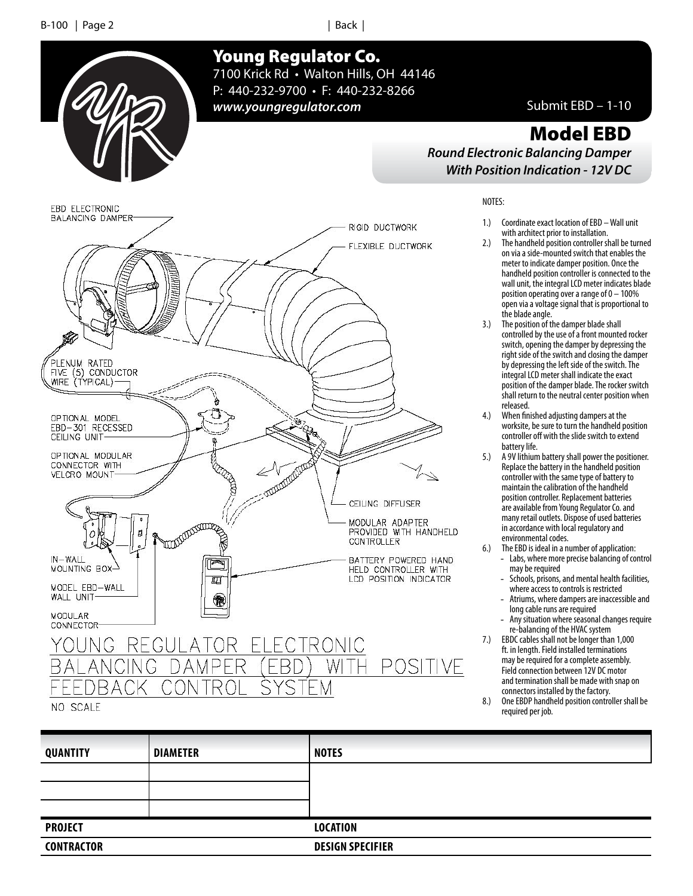## Young Regulator Co.

7100 Krick Rd • Walton Hills, OH 44146
P: 440-232-9700 • F: 440-232-8266
***www.youngregulator.com***

Submit EBD – 1-10

# Model EBD

***Round Electronic Balancing Damper With Position Indication - 12V DC***

EBD ELECTRONIC BALANCING DAMPER

RIGID DUCTWORK

FLEXIBLE DUCTWORK

PLENUM RATED FIVE (5) CONDUCTOR WIRE (TYPICAL)

OPTIONAL MODEL EBD-301 RECESSED CEILING UNIT

OPTIONAL MODULAR CONNECTOR WITH VELCRO MOUNT

CEILING DIFFUSER

MODULAR ADAPTER PROVIDED WITH HANDHELD CONTROLLER

IN-WALL MOUNTING BOX

BATTERY POWERED HAND HELD CONTROLLER WITH LCD POSITION INDICATOR

MODEL EBD-WALL WALL UNIT

MODULAR CONNECTOR

YOUNG REGULATOR ELECTRONIC BALANCING DAMPER (EBD) WITH POSITIVE FEEDBACK CONTROL SYSTEM

NO SCALE

NOTES:

1.) Coordinate exact location of EBD – Wall unit with architect prior to installation.
2.) The handheld position controller shall be turned on via a side-mounted switch that enables the meter to indicate damper position. Once the handheld position controller is connected to the wall unit, the integral LCD meter indicates blade position operating over a range of 0 – 100% open via a voltage signal that is proportional to the blade angle.
3.) The position of the damper blade shall controlled by the use of a front mounted rocker switch, opening the damper by depressing the right side of the switch and closing the damper by depressing the left side of the switch. The integral LCD meter shall indicate the exact position of the damper blade. The rocker switch shall return to the neutral center position when released.
4.) When finished adjusting dampers at the worksite, be sure to turn the handheld position controller off with the slide switch to extend battery life.
5.) A 9V lithium battery shall power the positioner. Replace the battery in the handheld position controller with the same type of battery to maintain the calibration of the handheld position controller. Replacement batteries are available from Young Regulator Co. and many retail outlets. Dispose of used batteries in accordance with local regulatory and environmental codes.
6.) The EBD is ideal in a number of application:
   - Labs, where more precise balancing of control may be required
   - Schools, prisons, and mental health facilities, where access to controls is restricted
   - Atriums, where dampers are inaccessible and long cable runs are required
   - Any situation where seasonal changes require re-balancing of the HVAC system
7.) EBDC cables shall not be longer than 1,000 ft. in length. Field installed terminations may be required for a complete assembly. Field connection between 12V DC motor and termination shall be made with snap on connectors installed by the factory.
8.) One EBDP handheld position controller shall be required per job.

| QUANTITY | DIAMETER | NOTES |
|---|---|---|
| | | |
| | | |
| | | |

| PROJECT | LOCATION |
|---|---|
| **CONTRACTOR** | **DESIGN SPECIFIER** |